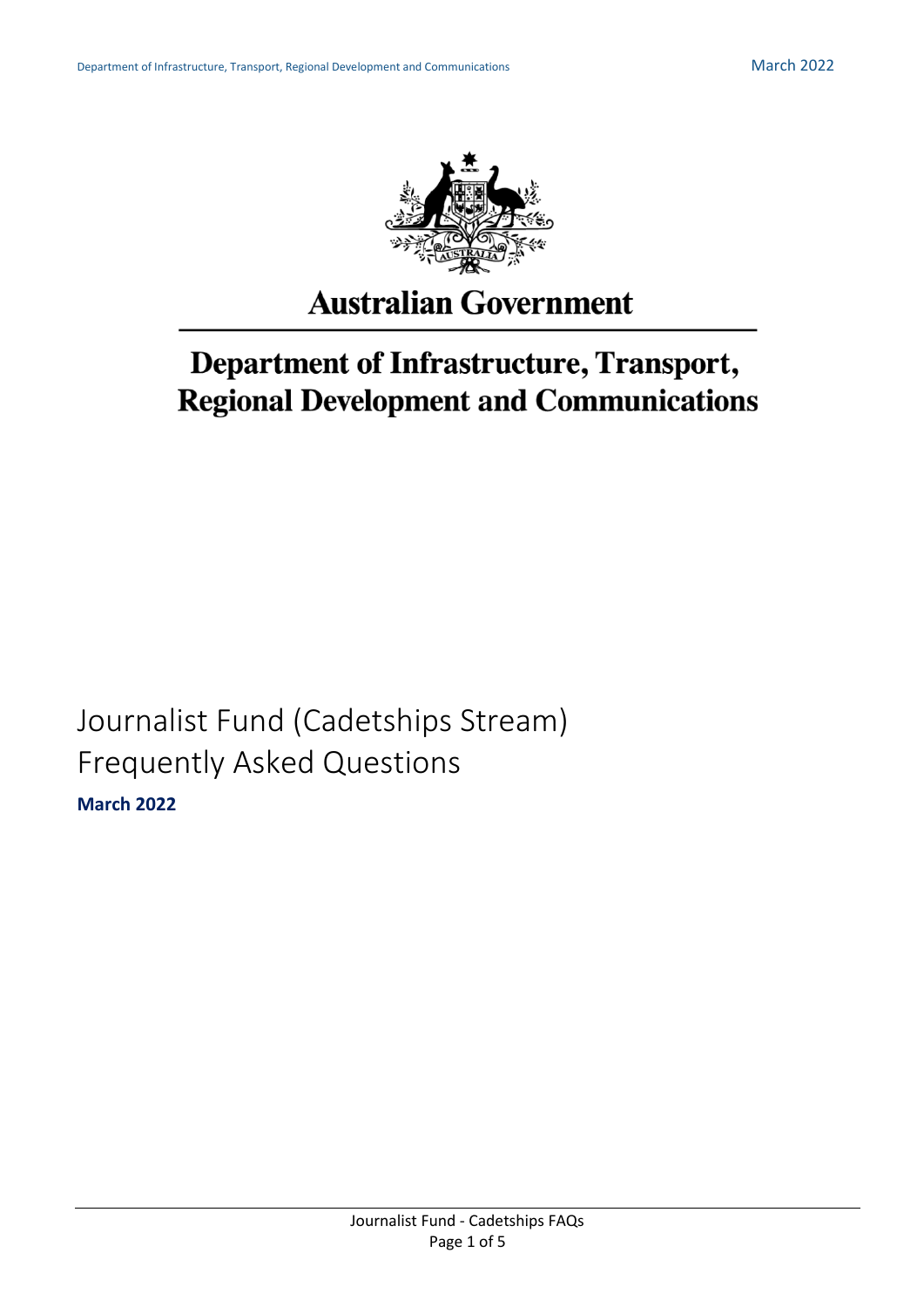Australian Government

Department of Infrastructure, Transport, Regional Development and Communications

# Journalist Fund (Cadetships Stream) Frequently Asked Questions

**March 2022**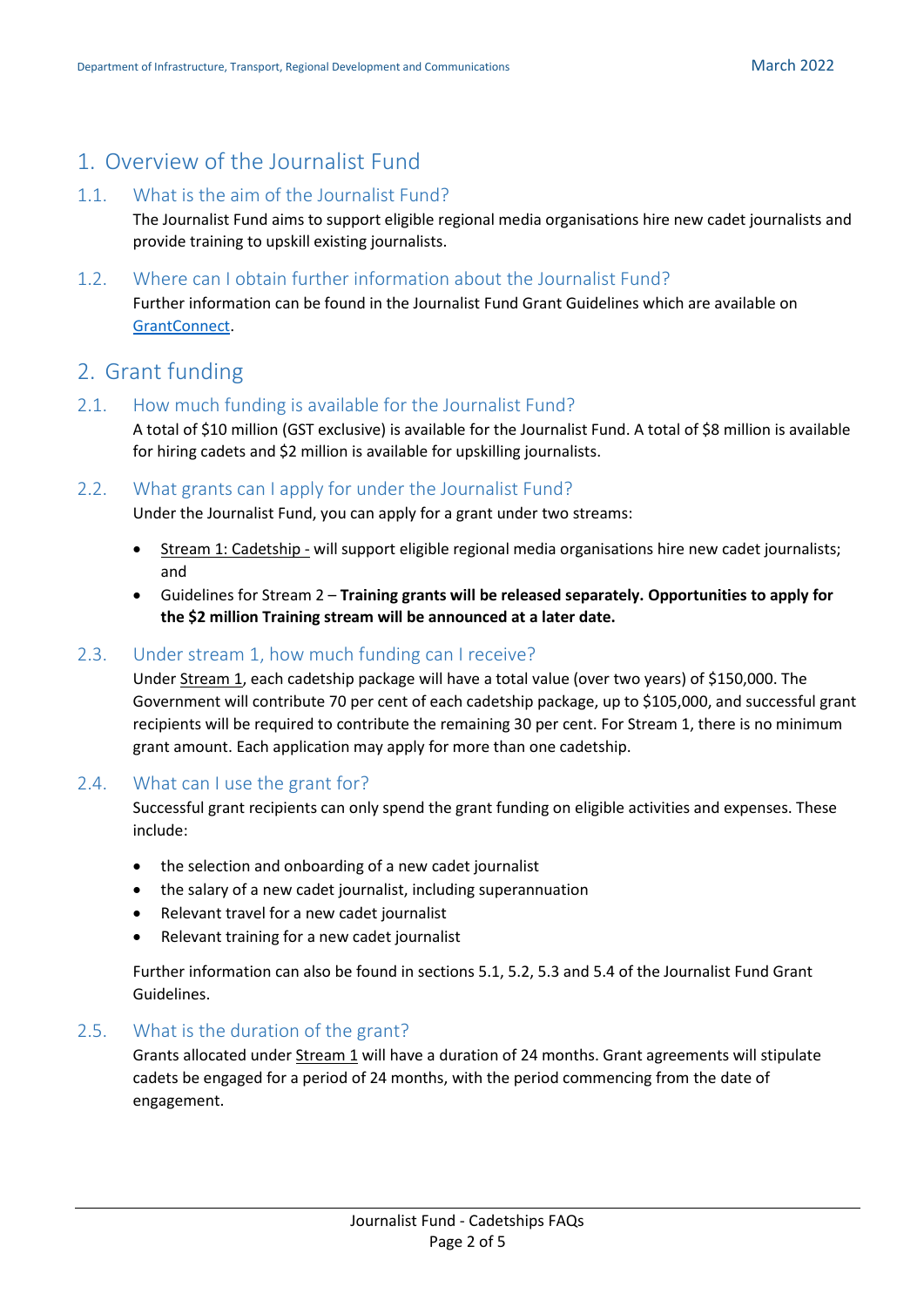# 1. Overview of the Journalist Fund

## 1.1. What is the aim of the Journalist Fund?

The Journalist Fund aims to support eligible regional media organisations hire new cadet journalists and provide training to upskill existing journalists.

## 1.2. Where can I obtain further information about the Journalist Fund?

Further information can be found in the Journalist Fund Grant Guidelines which are available on GrantConnect.

# 2. Grant funding

## 2.1. How much funding is available for the Journalist Fund?

A total of $10 million (GST exclusive) is available for the Journalist Fund. A total of $8 million is available for hiring cadets and $2 million is available for upskilling journalists.

## 2.2. What grants can I apply for under the Journalist Fund?

Under the Journalist Fund, you can apply for a grant under two streams:

- Stream 1: Cadetship - will support eligible regional media organisations hire new cadet journalists; and
- Guidelines for Stream 2 – **Training grants will be released separately. Opportunities to apply for the $2 million Training stream will be announced at a later date.**

## 2.3. Under stream 1, how much funding can I receive?

Under Stream 1, each cadetship package will have a total value (over two years) of $150,000. The Government will contribute 70 per cent of each cadetship package, up to $105,000, and successful grant recipients will be required to contribute the remaining 30 per cent. For Stream 1, there is no minimum grant amount. Each application may apply for more than one cadetship.

## 2.4. What can I use the grant for?

Successful grant recipients can only spend the grant funding on eligible activities and expenses. These include:

- the selection and onboarding of a new cadet journalist
- the salary of a new cadet journalist, including superannuation
- Relevant travel for a new cadet journalist
- Relevant training for a new cadet journalist

Further information can also be found in sections 5.1, 5.2, 5.3 and 5.4 of the Journalist Fund Grant Guidelines.

## 2.5. What is the duration of the grant?

Grants allocated under Stream 1 will have a duration of 24 months. Grant agreements will stipulate cadets be engaged for a period of 24 months, with the period commencing from the date of engagement.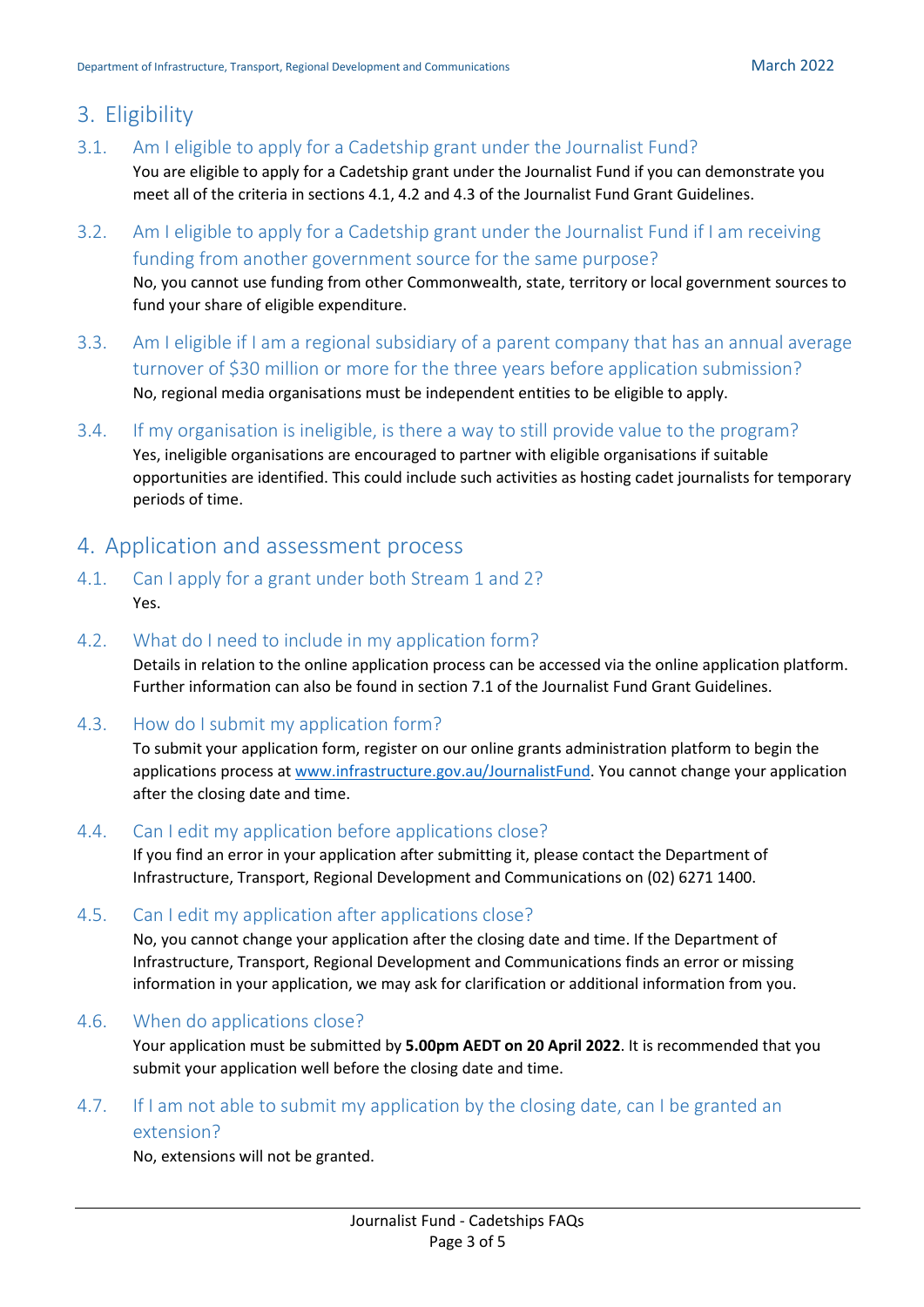# 3. Eligibility

## 3.1. Am I eligible to apply for a Cadetship grant under the Journalist Fund?

You are eligible to apply for a Cadetship grant under the Journalist Fund if you can demonstrate you meet all of the criteria in sections 4.1, 4.2 and 4.3 of the Journalist Fund Grant Guidelines.

## 3.2. Am I eligible to apply for a Cadetship grant under the Journalist Fund if I am receiving funding from another government source for the same purpose?

No, you cannot use funding from other Commonwealth, state, territory or local government sources to fund your share of eligible expenditure.

## 3.3. Am I eligible if I am a regional subsidiary of a parent company that has an annual average turnover of $30 million or more for the three years before application submission?

No, regional media organisations must be independent entities to be eligible to apply.

## 3.4. If my organisation is ineligible, is there a way to still provide value to the program?

Yes, ineligible organisations are encouraged to partner with eligible organisations if suitable opportunities are identified. This could include such activities as hosting cadet journalists for temporary periods of time.

# 4. Application and assessment process

## 4.1. Can I apply for a grant under both Stream 1 and 2?

Yes.

## 4.2. What do I need to include in my application form?

Details in relation to the online application process can be accessed via the online application platform. Further information can also be found in section 7.1 of the Journalist Fund Grant Guidelines.

## 4.3. How do I submit my application form?

To submit your application form, register on our online grants administration platform to begin the applications process at [www.infrastructure.gov.au/JournalistFund](www.infrastructure.gov.au/JournalistFund). You cannot change your application after the closing date and time.

## 4.4. Can I edit my application before applications close?

If you find an error in your application after submitting it, please contact the Department of Infrastructure, Transport, Regional Development and Communications on (02) 6271 1400.

## 4.5. Can I edit my application after applications close?

No, you cannot change your application after the closing date and time. If the Department of Infrastructure, Transport, Regional Development and Communications finds an error or missing information in your application, we may ask for clarification or additional information from you.

## 4.6. When do applications close?

Your application must be submitted by **5.00pm AEDT on 20 April 2022**. It is recommended that you submit your application well before the closing date and time.

## 4.7. If I am not able to submit my application by the closing date, can I be granted an extension?

No, extensions will not be granted.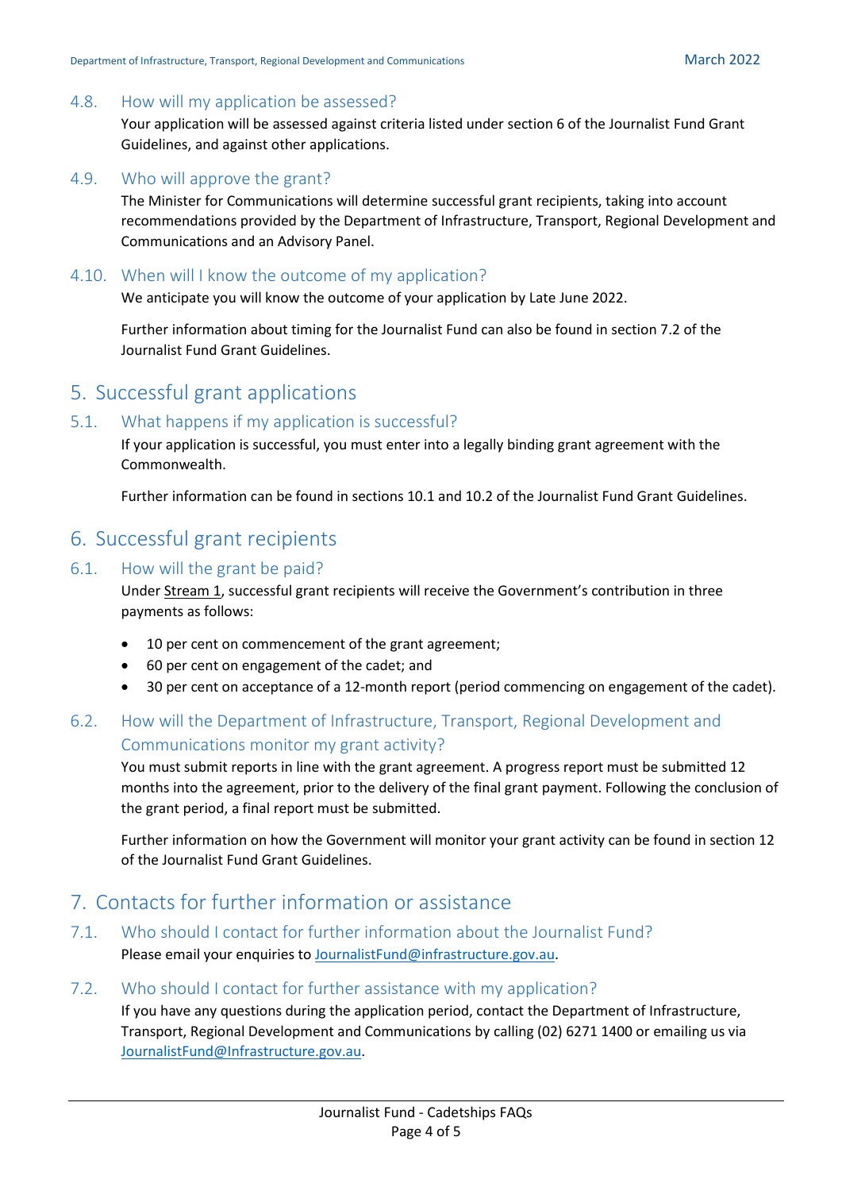### 4.8. How will my application be assessed?

Your application will be assessed against criteria listed under section 6 of the Journalist Fund Grant Guidelines, and against other applications.

### 4.9. Who will approve the grant?

The Minister for Communications will determine successful grant recipients, taking into account recommendations provided by the Department of Infrastructure, Transport, Regional Development and Communications and an Advisory Panel.

### 4.10. When will I know the outcome of my application?

We anticipate you will know the outcome of your application by Late June 2022.

Further information about timing for the Journalist Fund can also be found in section 7.2 of the Journalist Fund Grant Guidelines.

## 5. Successful grant applications

### 5.1. What happens if my application is successful?

If your application is successful, you must enter into a legally binding grant agreement with the Commonwealth.

Further information can be found in sections 10.1 and 10.2 of the Journalist Fund Grant Guidelines.

## 6. Successful grant recipients

### 6.1. How will the grant be paid?

Under Stream 1, successful grant recipients will receive the Government's contribution in three payments as follows:

- 10 per cent on commencement of the grant agreement;
- 60 per cent on engagement of the cadet; and
- 30 per cent on acceptance of a 12-month report (period commencing on engagement of the cadet).

### 6.2. How will the Department of Infrastructure, Transport, Regional Development and Communications monitor my grant activity?

You must submit reports in line with the grant agreement. A progress report must be submitted 12 months into the agreement, prior to the delivery of the final grant payment. Following the conclusion of the grant period, a final report must be submitted.

Further information on how the Government will monitor your grant activity can be found in section 12 of the Journalist Fund Grant Guidelines.

## 7. Contacts for further information or assistance

### 7.1. Who should I contact for further information about the Journalist Fund?

Please email your enquiries to JournalistFund@infrastructure.gov.au.

### 7.2. Who should I contact for further assistance with my application?

If you have any questions during the application period, contact the Department of Infrastructure, Transport, Regional Development and Communications by calling (02) 6271 1400 or emailing us via JournalistFund@Infrastructure.gov.au.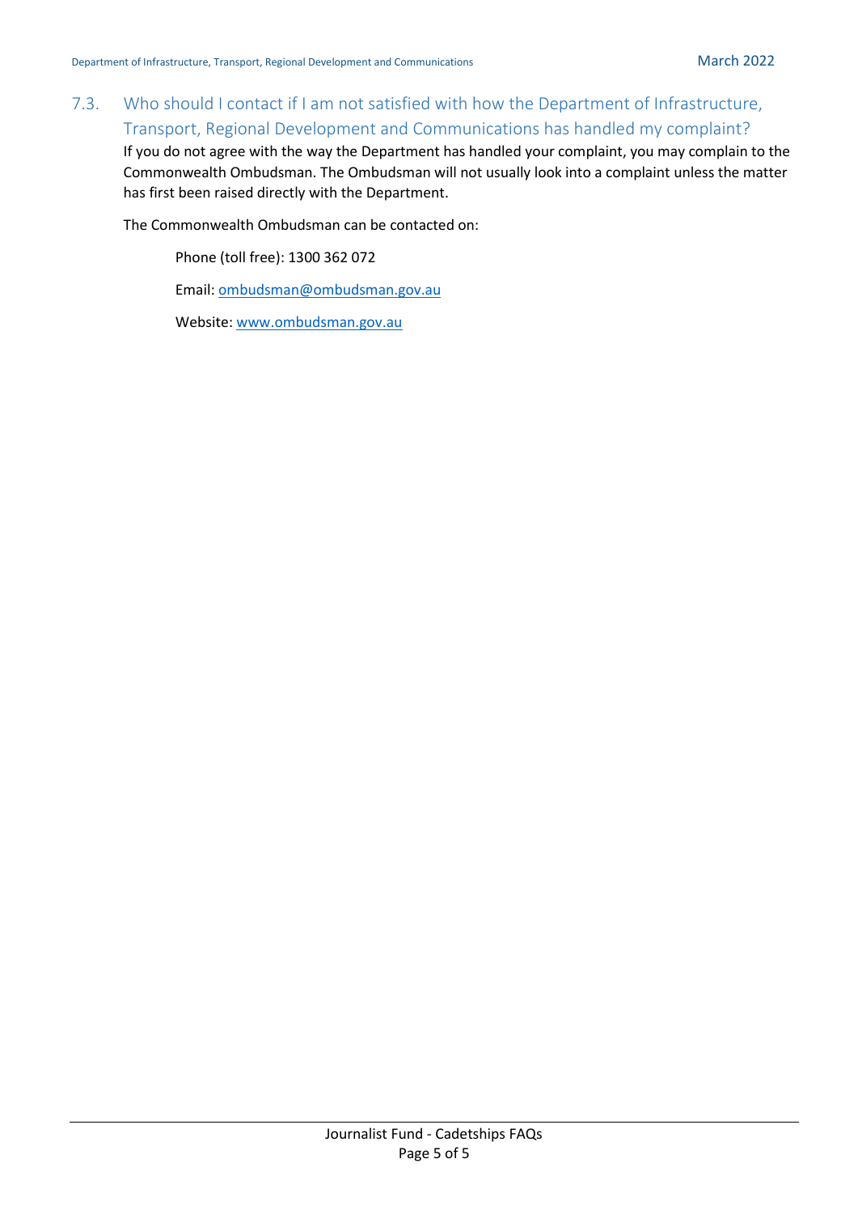### 7.3. Who should I contact if I am not satisfied with how the Department of Infrastructure, Transport, Regional Development and Communications has handled my complaint?

If you do not agree with the way the Department has handled your complaint, you may complain to the Commonwealth Ombudsman. The Ombudsman will not usually look into a complaint unless the matter has first been raised directly with the Department.

The Commonwealth Ombudsman can be contacted on:

Phone (toll free): 1300 362 072

Email: ombudsman@ombudsman.gov.au

Website: www.ombudsman.gov.au